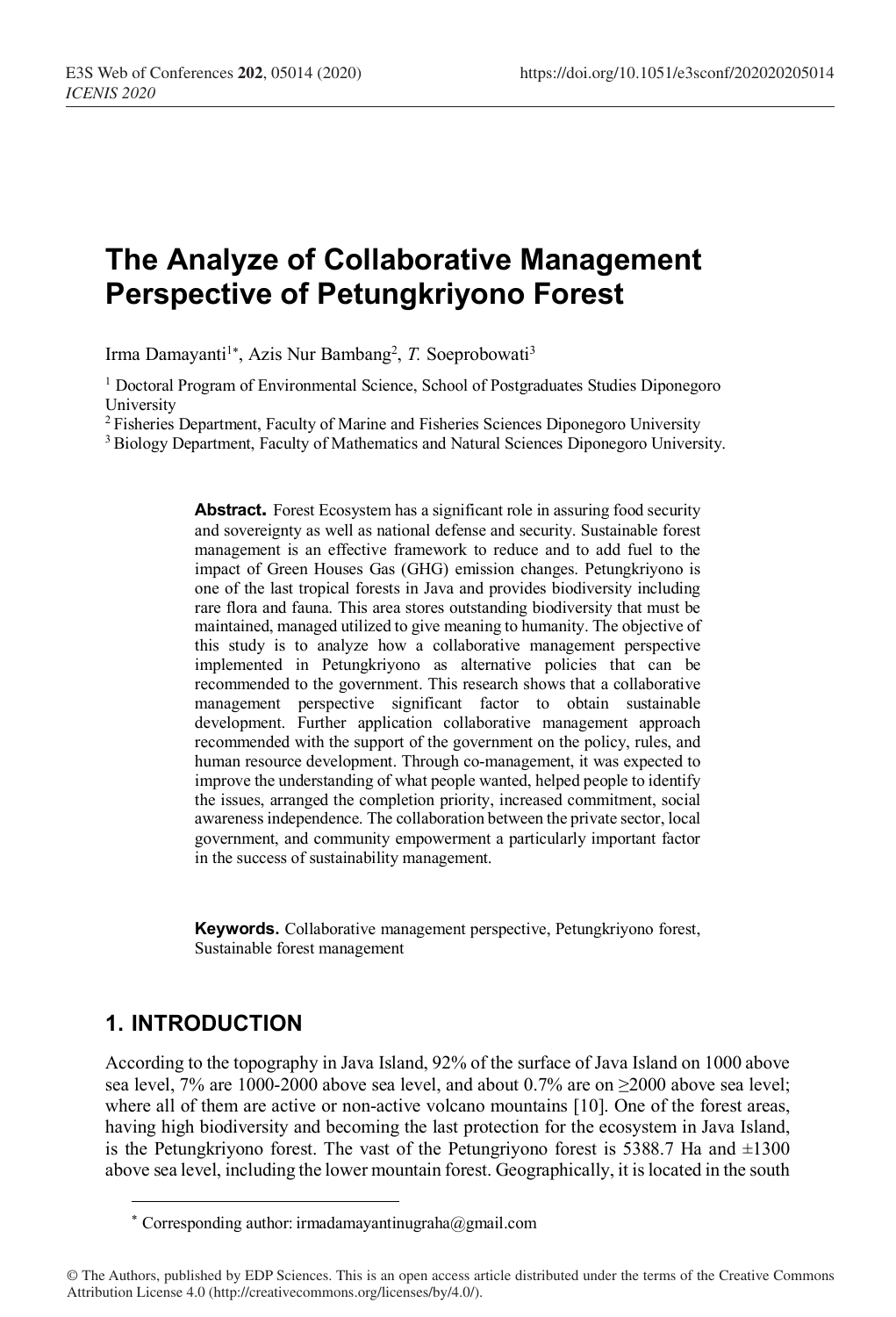# The Analyze of Collaborative Management Perspective of Petungkriyono Forest

Irma Damayanti[1*], Azis Nur Bambang[2], *T.* Soeprobowati[3]

[1] Doctoral Program of Environmental Science, School of Postgraduates Studies Diponegoro University

[2] Fisheries Department, Faculty of Marine and Fisheries Sciences Diponegoro University

[3] Biology Department, Faculty of Mathematics and Natural Sciences Diponegoro University.

**Abstract.** Forest Ecosystem has a significant role in assuring food security and sovereignty as well as national defense and security. Sustainable forest management is an effective framework to reduce and to add fuel to the impact of Green Houses Gas (GHG) emission changes. Petungkriyono is one of the last tropical forests in Java and provides biodiversity including rare flora and fauna. This area stores outstanding biodiversity that must be maintained, managed utilized to give meaning to humanity. The objective of this study is to analyze how a collaborative management perspective implemented in Petungkriyono as alternative policies that can be recommended to the government. This research shows that a collaborative management perspective significant factor to obtain sustainable development. Further application collaborative management approach recommended with the support of the government on the policy, rules, and human resource development. Through co-management, it was expected to improve the understanding of what people wanted, helped people to identify the issues, arranged the completion priority, increased commitment, social awareness independence. The collaboration between the private sector, local government, and community empowerment a particularly important factor in the success of sustainability management.

**Keywords.** Collaborative management perspective, Petungkriyono forest, Sustainable forest management

## 1. INTRODUCTION

According to the topography in Java Island, 92% of the surface of Java Island on 1000 above sea level, 7% are 1000-2000 above sea level, and about 0.7% are on ≥2000 above sea level; where all of them are active or non-active volcano mountains [10]. One of the forest areas, having high biodiversity and becoming the last protection for the ecosystem in Java Island, is the Petungkriyono forest. The vast of the Petungriyono forest is 5388.7 Ha and ±1300 above sea level, including the lower mountain forest. Geographically, it is located in the south

[*] Corresponding author: irmadamayantinugraha@gmail.com

© The Authors, published by EDP Sciences. This is an open access article distributed under the terms of the Creative Commons Attribution License 4.0 (http://creativecommons.org/licenses/by/4.0/).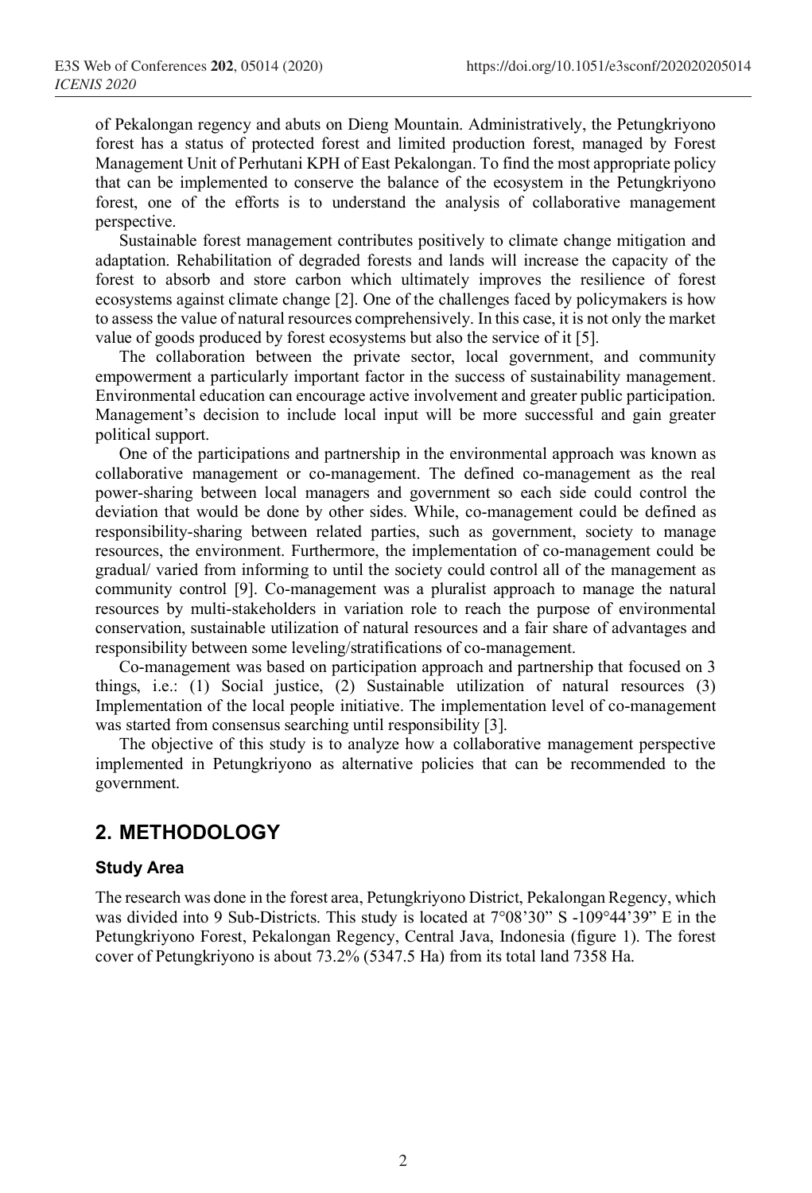of Pekalongan regency and abuts on Dieng Mountain. Administratively, the Petungkriyono forest has a status of protected forest and limited production forest, managed by Forest Management Unit of Perhutani KPH of East Pekalongan. To find the most appropriate policy that can be implemented to conserve the balance of the ecosystem in the Petungkriyono forest, one of the efforts is to understand the analysis of collaborative management perspective.

Sustainable forest management contributes positively to climate change mitigation and adaptation. Rehabilitation of degraded forests and lands will increase the capacity of the forest to absorb and store carbon which ultimately improves the resilience of forest ecosystems against climate change [2]. One of the challenges faced by policymakers is how to assess the value of natural resources comprehensively. In this case, it is not only the market value of goods produced by forest ecosystems but also the service of it [5].

The collaboration between the private sector, local government, and community empowerment a particularly important factor in the success of sustainability management. Environmental education can encourage active involvement and greater public participation. Management's decision to include local input will be more successful and gain greater political support.

One of the participations and partnership in the environmental approach was known as collaborative management or co-management. The defined co-management as the real power-sharing between local managers and government so each side could control the deviation that would be done by other sides. While, co-management could be defined as responsibility-sharing between related parties, such as government, society to manage resources, the environment. Furthermore, the implementation of co-management could be gradual/ varied from informing to until the society could control all of the management as community control [9]. Co-management was a pluralist approach to manage the natural resources by multi-stakeholders in variation role to reach the purpose of environmental conservation, sustainable utilization of natural resources and a fair share of advantages and responsibility between some leveling/stratifications of co-management.

Co-management was based on participation approach and partnership that focused on 3 things, i.e.: (1) Social justice, (2) Sustainable utilization of natural resources (3) Implementation of the local people initiative. The implementation level of co-management was started from consensus searching until responsibility [3].

The objective of this study is to analyze how a collaborative management perspective implemented in Petungkriyono as alternative policies that can be recommended to the government.

## 2. METHODOLOGY

### Study Area

The research was done in the forest area, Petungkriyono District, Pekalongan Regency, which was divided into 9 Sub-Districts. This study is located at 7°08'30" S -109°44'39" E in the Petungkriyono Forest, Pekalongan Regency, Central Java, Indonesia (figure 1). The forest cover of Petungkriyono is about 73.2% (5347.5 Ha) from its total land 7358 Ha.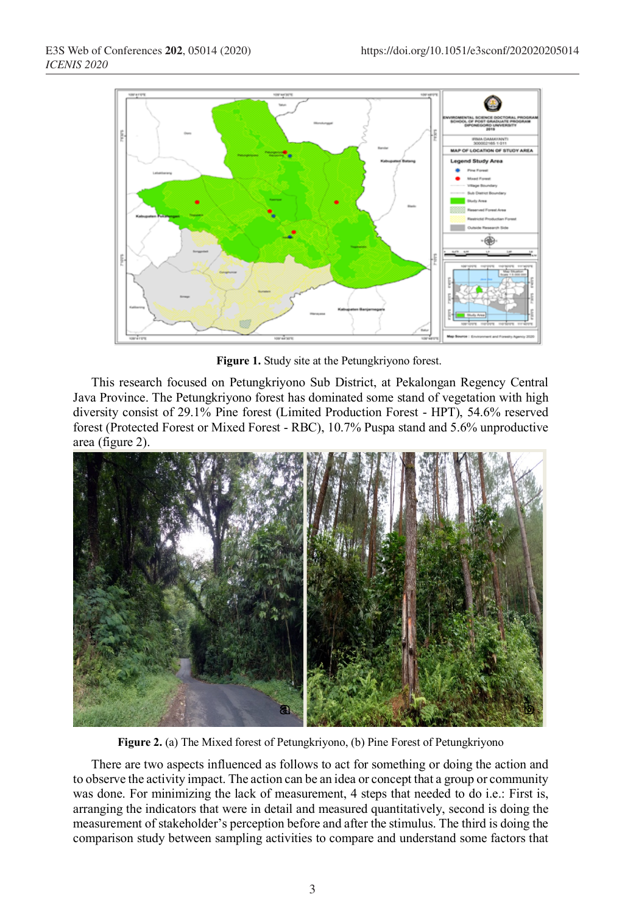Figure 1. Study site at the Petungkriyono forest.

This research focused on Petungkriyono Sub District, at Pekalongan Regency Central Java Province. The Petungkriyono forest has dominated some stand of vegetation with high diversity consist of 29.1% Pine forest (Limited Production Forest - HPT), 54.6% reserved forest (Protected Forest or Mixed Forest - RBC), 10.7% Puspa stand and 5.6% unproductive area (figure 2).

**Figure 2.** (a) The Mixed forest of Petungkriyono, (b) Pine Forest of Petungkriyono

There are two aspects influenced as follows to act for something or doing the action and to observe the activity impact. The action can be an idea or concept that a group or community was done. For minimizing the lack of measurement, 4 steps that needed to do i.e.: First is, arranging the indicators that were in detail and measured quantitatively, second is doing the measurement of stakeholder's perception before and after the stimulus. The third is doing the comparison study between sampling activities to compare and understand some factors that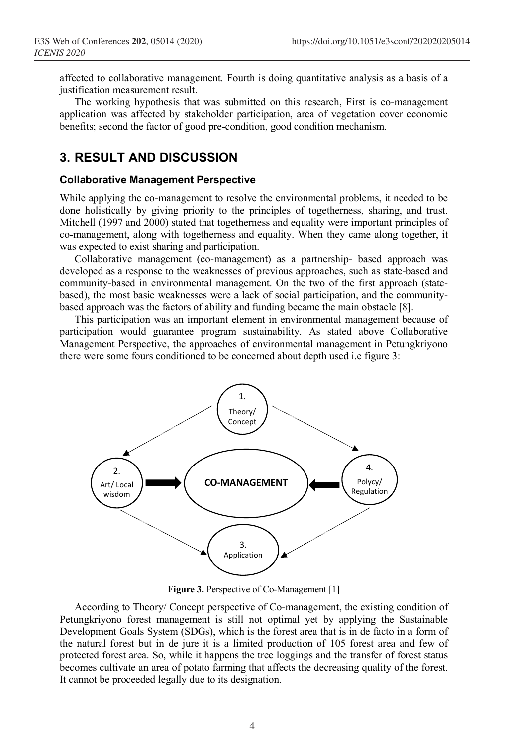affected to collaborative management. Fourth is doing quantitative analysis as a basis of a justification measurement result.

The working hypothesis that was submitted on this research, First is co-management application was affected by stakeholder participation, area of vegetation cover economic benefits; second the factor of good pre-condition, good condition mechanism.

## 3. RESULT AND DISCUSSION

### Collaborative Management Perspective

While applying the co-management to resolve the environmental problems, it needed to be done holistically by giving priority to the principles of togetherness, sharing, and trust. Mitchell (1997 and 2000) stated that togetherness and equality were important principles of co-management, along with togetherness and equality. When they came along together, it was expected to exist sharing and participation.

Collaborative management (co-management) as a partnership- based approach was developed as a response to the weaknesses of previous approaches, such as state-based and community-based in environmental management. On the two of the first approach (state-based), the most basic weaknesses were a lack of social participation, and the community-based approach was the factors of ability and funding became the main obstacle [8].

This participation was an important element in environmental management because of participation would guarantee program sustainability. As stated above Collaborative Management Perspective, the approaches of environmental management in Petungkriyono there were some fours conditioned to be concerned about depth used i.e figure 3:

1. Theory/ Concept

2. Art/ Local wisdom

CO-MANAGEMENT

4. Polycy/ Regulation

3. Application

**Figure 3.** Perspective of Co-Management [1]

According to Theory/ Concept perspective of Co-management, the existing condition of Petungkriyono forest management is still not optimal yet by applying the Sustainable Development Goals System (SDGs), which is the forest area that is in de facto in a form of the natural forest but in de jure it is a limited production of 105 forest area and few of protected forest area. So, while it happens the tree loggings and the transfer of forest status becomes cultivate an area of potato farming that affects the decreasing quality of the forest. It cannot be proceeded legally due to its designation.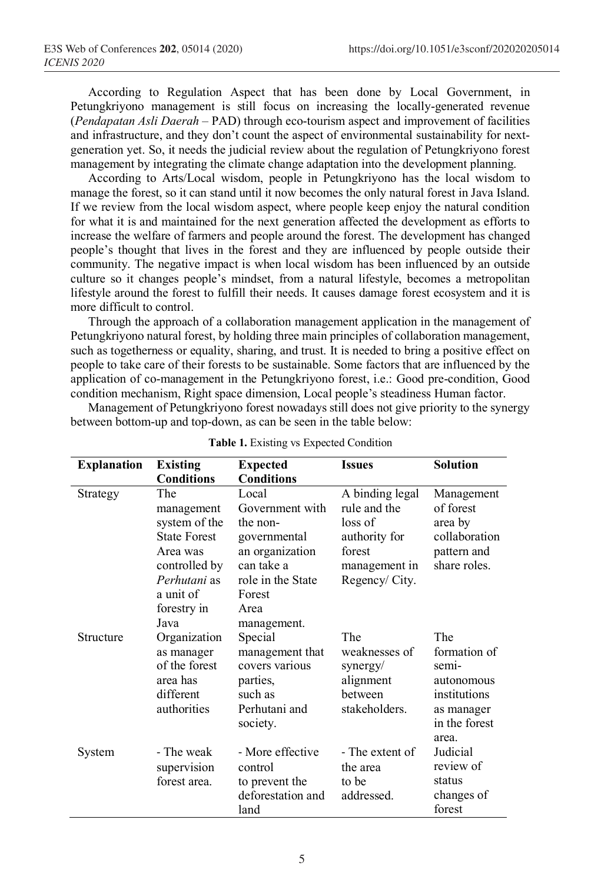According to Regulation Aspect that has been done by Local Government, in Petungkriyono management is still focus on increasing the locally-generated revenue (*Pendapatan Asli Daerah* – PAD) through eco-tourism aspect and improvement of facilities and infrastructure, and they don't count the aspect of environmental sustainability for next-generation yet. So, it needs the judicial review about the regulation of Petungkriyono forest management by integrating the climate change adaptation into the development planning.

According to Arts/Local wisdom, people in Petungkriyono has the local wisdom to manage the forest, so it can stand until it now becomes the only natural forest in Java Island. If we review from the local wisdom aspect, where people keep enjoy the natural condition for what it is and maintained for the next generation affected the development as efforts to increase the welfare of farmers and people around the forest. The development has changed people's thought that lives in the forest and they are influenced by people outside their community. The negative impact is when local wisdom has been influenced by an outside culture so it changes people's mindset, from a natural lifestyle, becomes a metropolitan lifestyle around the forest to fulfill their needs. It causes damage forest ecosystem and it is more difficult to control.

Through the approach of a collaboration management application in the management of Petungkriyono natural forest, by holding three main principles of collaboration management, such as togetherness or equality, sharing, and trust. It is needed to bring a positive effect on people to take care of their forests to be sustainable. Some factors that are influenced by the application of co-management in the Petungkriyono forest, i.e.: Good pre-condition, Good condition mechanism, Right space dimension, Local people's steadiness Human factor.

Management of Petungkriyono forest nowadays still does not give priority to the synergy between bottom-up and top-down, as can be seen in the table below:

**Table 1.** Existing vs Expected Condition

| Explanation | Existing Conditions | Expected Conditions | Issues | Solution |
|---|---|---|---|---|
| Strategy | The management system of the State Forest Area was controlled by *Perhutani* as a unit of forestry in Java | Local Government with the non-governmental an organization can take a role in the State Forest Area management. | A binding legal rule and the loss of authority for forest management in Regency/ City. | Management of forest area by collaboration pattern and share roles. |
| Structure | Organization as manager of the forest area has different authorities | Special management that covers various parties, such as Perhutani and society. | The weaknesses of synergy/ alignment between stakeholders. | The formation of semi-autonomous institutions as manager in the forest area. |
| System | - The weak supervision forest area. | - More effective control to prevent the deforestation and land | - The extent of the area to be addressed. | Judicial review of status changes of forest |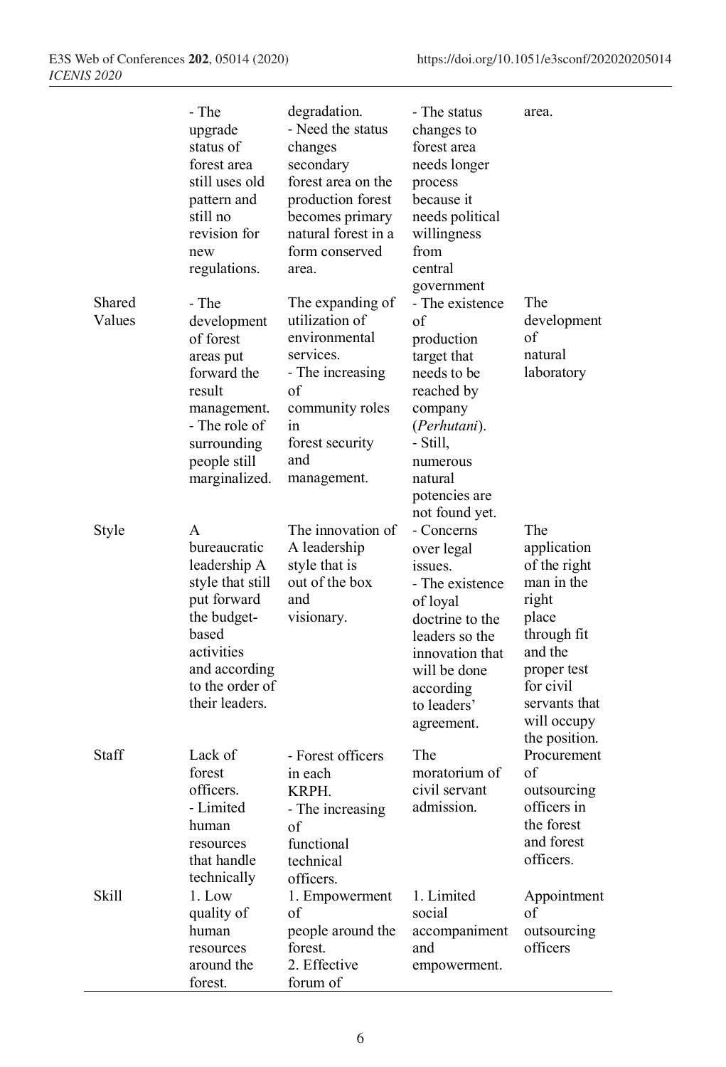| | | | | |
|---|---|---|---|---|
| | - The upgrade status of forest area still uses old pattern and still no revision for new regulations. | degradation.<br>- Need the status changes secondary forest area on the production forest becomes primary natural forest in a form conserved area. | - The status changes to forest area needs longer process because it needs political willingness from central government | area. |
| Shared Values | - The development of forest areas put forward the result management.<br>- The role of surrounding people still marginalized. | The expanding of utilization of environmental services.<br>- The increasing of community roles in forest security and management. | - The existence of production target that needs to be reached by company (*Perhutani*).<br>- Still, numerous natural potencies are not found yet. | The development of natural laboratory |
| Style | A bureaucratic leadership A style that still put forward the budget-based activities and according to the order of their leaders. | The innovation of A leadership style that is out of the box and visionary. | - Concerns over legal issues.<br>- The existence of loyal doctrine to the leaders so the innovation that will be done according to leaders' agreement. | The application of the right man in the right place through fit and the proper test for civil servants that will occupy the position. |
| Staff | Lack of forest officers.<br>- Limited human resources that handle technically | - Forest officers in each KRPH.<br>- The increasing of functional technical officers. | The moratorium of civil servant admission. | Procurement of outsourcing officers in the forest and forest officers. |
| Skill | 1. Low quality of human resources around the forest. | 1. Empowerment of people around the forest.<br>2. Effective forum of | 1. Limited social accompaniment and empowerment. | Appointment of outsourcing officers |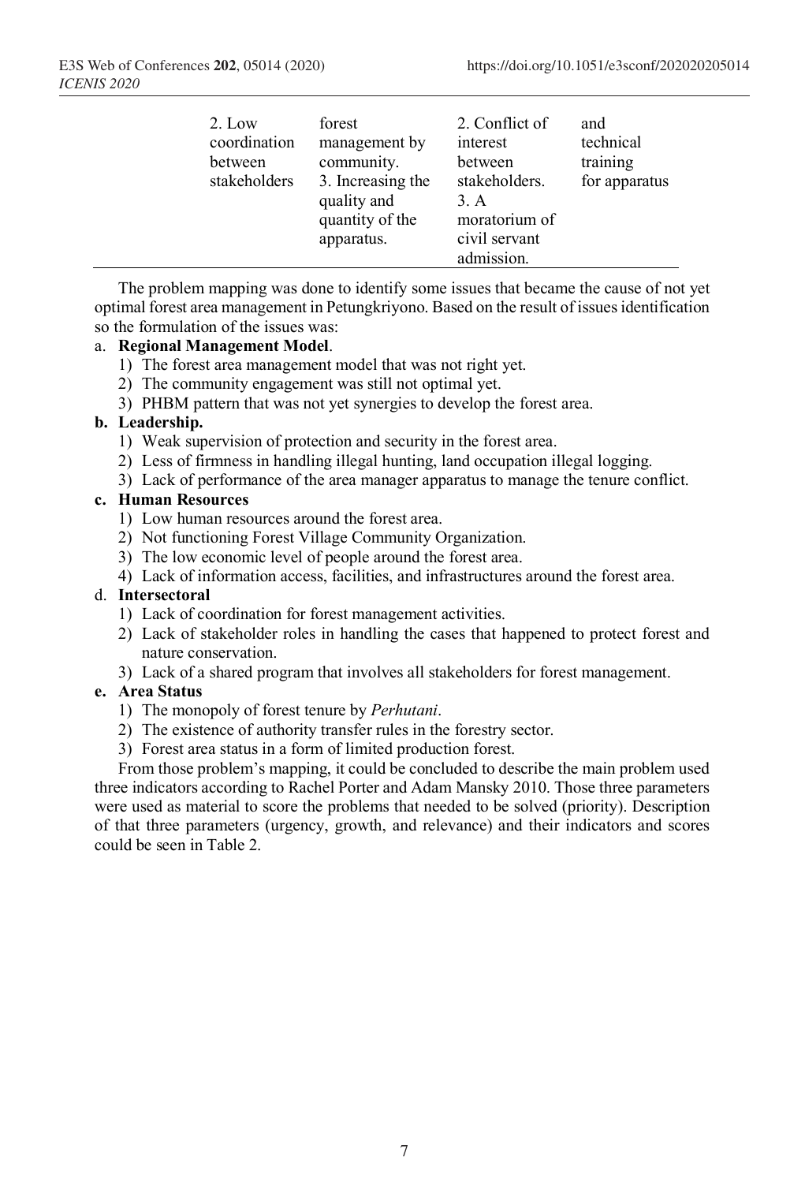| | | | |
|---|---|---|---|
| 2. Low coordination between stakeholders | forest management by community. 3. Increasing the quality and quantity of the apparatus. | 2. Conflict of interest between stakeholders. 3. A moratorium of civil servant admission. | and technical training for apparatus |

The problem mapping was done to identify some issues that became the cause of not yet optimal forest area management in Petungkriyono. Based on the result of issues identification so the formulation of the issues was:

a. **Regional Management Model**.
   1) The forest area management model that was not right yet.
   2) The community engagement was still not optimal yet.
   3) PHBM pattern that was not yet synergies to develop the forest area.

**b. Leadership.**
   1) Weak supervision of protection and security in the forest area.
   2) Less of firmness in handling illegal hunting, land occupation illegal logging.
   3) Lack of performance of the area manager apparatus to manage the tenure conflict.

**c. Human Resources**
   1) Low human resources around the forest area.
   2) Not functioning Forest Village Community Organization.
   3) The low economic level of people around the forest area.
   4) Lack of information access, facilities, and infrastructures around the forest area.

d. **Intersectoral**
   1) Lack of coordination for forest management activities.
   2) Lack of stakeholder roles in handling the cases that happened to protect forest and nature conservation.
   3) Lack of a shared program that involves all stakeholders for forest management.

**e. Area Status**
   1) The monopoly of forest tenure by *Perhutani*.
   2) The existence of authority transfer rules in the forestry sector.
   3) Forest area status in a form of limited production forest.

From those problem's mapping, it could be concluded to describe the main problem used three indicators according to Rachel Porter and Adam Mansky 2010. Those three parameters were used as material to score the problems that needed to be solved (priority). Description of that three parameters (urgency, growth, and relevance) and their indicators and scores could be seen in Table 2.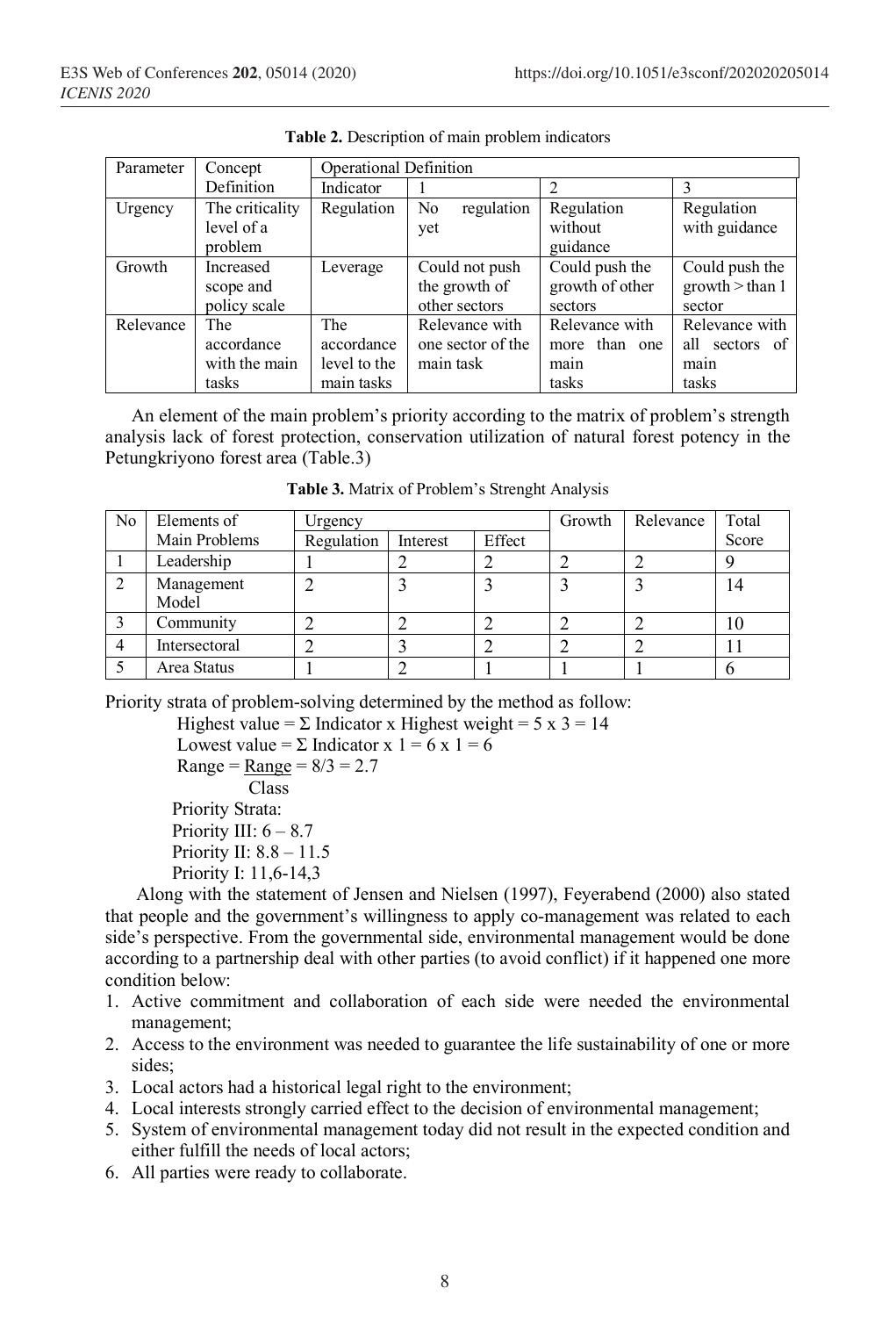**Table 2.** Description of main problem indicators

| Parameter | Concept Definition | Operational Definition | | | |
|---|---|---|---|---|---|
| | | Indicator | 1 | 2 | 3 |
| Urgency | The criticality level of a problem | Regulation | No regulation yet | Regulation without guidance | Regulation with guidance |
| Growth | Increased scope and policy scale | Leverage | Could not push the growth of other sectors | Could push the growth of other sectors | Could push the growth > than 1 sector |
| Relevance | The accordance with the main tasks | The accordance level to the main tasks | Relevance with one sector of the main task | Relevance with more than one main tasks | Relevance with all sectors of main tasks |

An element of the main problem's priority according to the matrix of problem's strength analysis lack of forest protection, conservation utilization of natural forest potency in the Petungkriyono forest area (Table.3)

**Table 3.** Matrix of Problem's Strenght Analysis

| No | Elements of Main Problems | Urgency | | | Growth | Relevance | Total Score |
|---|---|---|---|---|---|---|---|
| | | Regulation | Interest | Effect | | | |
| 1 | Leadership | 1 | 2 | 2 | 2 | 2 | 9 |
| 2 | Management Model | 2 | 3 | 3 | 3 | 3 | 14 |
| 3 | Community | 2 | 2 | 2 | 2 | 2 | 10 |
| 4 | Intersectoral | 2 | 3 | 2 | 2 | 2 | 11 |
| 5 | Area Status | 1 | 2 | 1 | 1 | 1 | 6 |

Priority strata of problem-solving determined by the method as follow:

Highest value = Σ Indicator x Highest weight = 5 x 3 = 14

Lowest value = Σ Indicator x 1 = 6 x 1 = 6

Range = $\frac{\text{Range}}{\text{Class}}$ = 8/3 = 2.7

Priority Strata:

Priority III: 6 – 8.7

Priority II: 8.8 – 11.5

Priority I: 11,6-14,3

Along with the statement of Jensen and Nielsen (1997), Feyerabend (2000) also stated that people and the government's willingness to apply co-management was related to each side's perspective. From the governmental side, environmental management would be done according to a partnership deal with other parties (to avoid conflict) if it happened one more condition below:

1. Active commitment and collaboration of each side were needed the environmental management;
2. Access to the environment was needed to guarantee the life sustainability of one or more sides;
3. Local actors had a historical legal right to the environment;
4. Local interests strongly carried effect to the decision of environmental management;
5. System of environmental management today did not result in the expected condition and either fulfill the needs of local actors;
6. All parties were ready to collaborate.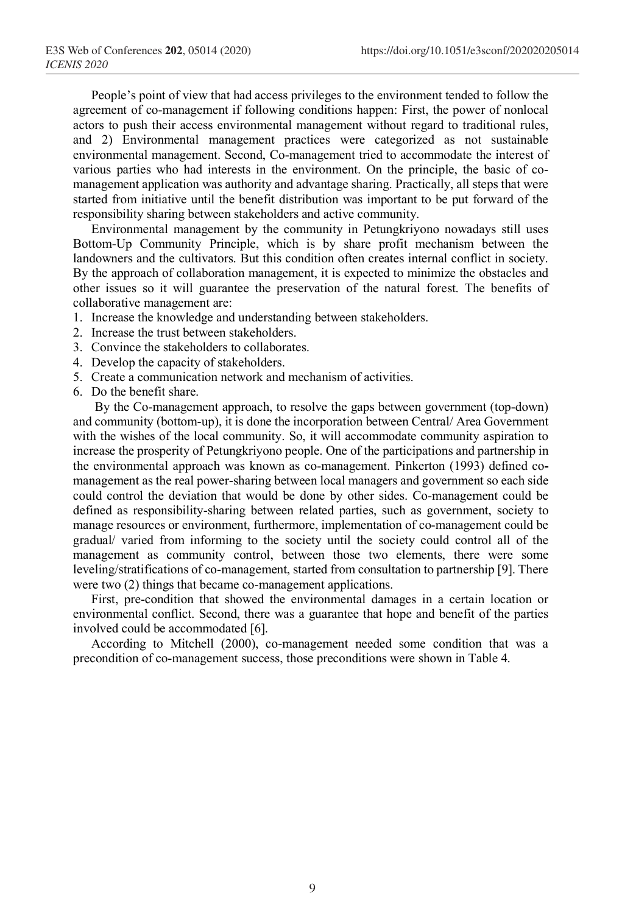People's point of view that had access privileges to the environment tended to follow the agreement of co-management if following conditions happen: First, the power of nonlocal actors to push their access environmental management without regard to traditional rules, and 2) Environmental management practices were categorized as not sustainable environmental management. Second, Co-management tried to accommodate the interest of various parties who had interests in the environment. On the principle, the basic of co-management application was authority and advantage sharing. Practically, all steps that were started from initiative until the benefit distribution was important to be put forward of the responsibility sharing between stakeholders and active community.

Environmental management by the community in Petungkriyono nowadays still uses Bottom-Up Community Principle, which is by share profit mechanism between the landowners and the cultivators. But this condition often creates internal conflict in society. By the approach of collaboration management, it is expected to minimize the obstacles and other issues so it will guarantee the preservation of the natural forest. The benefits of collaborative management are:

1. Increase the knowledge and understanding between stakeholders.
2. Increase the trust between stakeholders.
3. Convince the stakeholders to collaborates.
4. Develop the capacity of stakeholders.
5. Create a communication network and mechanism of activities.
6. Do the benefit share.

By the Co-management approach, to resolve the gaps between government (top-down) and community (bottom-up), it is done the incorporation between Central/ Area Government with the wishes of the local community. So, it will accommodate community aspiration to increase the prosperity of Petungkriyono people. One of the participations and partnership in the environmental approach was known as co-management. Pinkerton (1993) defined co-management as the real power-sharing between local managers and government so each side could control the deviation that would be done by other sides. Co-management could be defined as responsibility-sharing between related parties, such as government, society to manage resources or environment, furthermore, implementation of co-management could be gradual/ varied from informing to the society until the society could control all of the management as community control, between those two elements, there were some leveling/stratifications of co-management, started from consultation to partnership [9]. There were two (2) things that became co-management applications.

First, pre-condition that showed the environmental damages in a certain location or environmental conflict. Second, there was a guarantee that hope and benefit of the parties involved could be accommodated [6].

According to Mitchell (2000), co-management needed some condition that was a precondition of co-management success, those preconditions were shown in Table 4.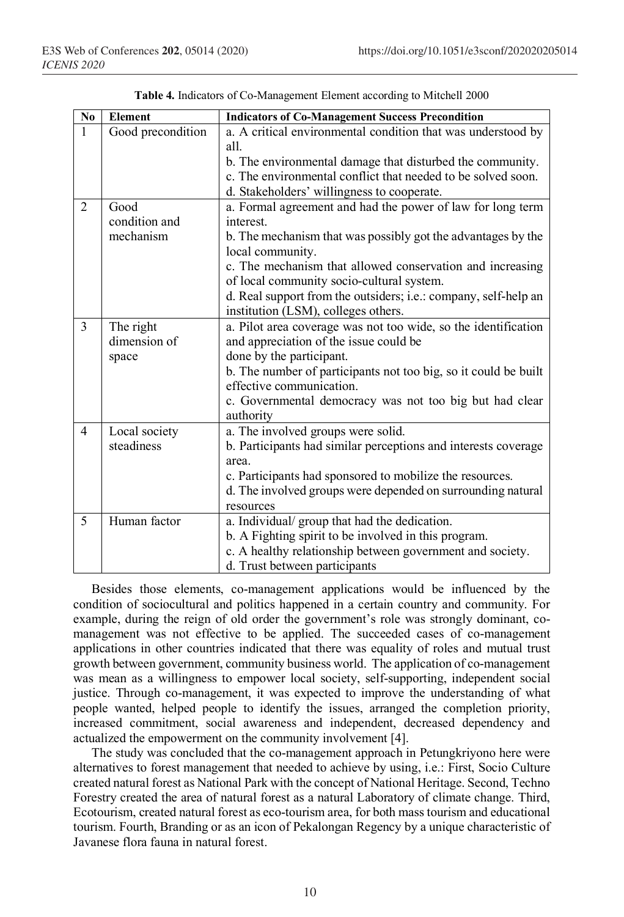**Table 4.** Indicators of Co-Management Element according to Mitchell 2000

| No | Element | Indicators of Co-Management Success Precondition |
|---|---|---|
| 1 | Good precondition | a. A critical environmental condition that was understood by all.<br>b. The environmental damage that disturbed the community.<br>c. The environmental conflict that needed to be solved soon.<br>d. Stakeholders' willingness to cooperate. |
| 2 | Good condition and mechanism | a. Formal agreement and had the power of law for long term interest.<br>b. The mechanism that was possibly got the advantages by the local community.<br>c. The mechanism that allowed conservation and increasing of local community socio-cultural system.<br>d. Real support from the outsiders; i.e.: company, self-help an institution (LSM), colleges others. |
| 3 | The right dimension of space | a. Pilot area coverage was not too wide, so the identification and appreciation of the issue could be done by the participant.<br>b. The number of participants not too big, so it could be built effective communication.<br>c. Governmental democracy was not too big but had clear authority |
| 4 | Local society steadiness | a. The involved groups were solid.<br>b. Participants had similar perceptions and interests coverage area.<br>c. Participants had sponsored to mobilize the resources.<br>d. The involved groups were depended on surrounding natural resources |
| 5 | Human factor | a. Individual/ group that had the dedication.<br>b. A Fighting spirit to be involved in this program.<br>c. A healthy relationship between government and society.<br>d. Trust between participants |

Besides those elements, co-management applications would be influenced by the condition of sociocultural and politics happened in a certain country and community. For example, during the reign of old order the government's role was strongly dominant, co-management was not effective to be applied. The succeeded cases of co-management applications in other countries indicated that there was equality of roles and mutual trust growth between government, community business world. The application of co-management was mean as a willingness to empower local society, self-supporting, independent social justice. Through co-management, it was expected to improve the understanding of what people wanted, helped people to identify the issues, arranged the completion priority, increased commitment, social awareness and independent, decreased dependency and actualized the empowerment on the community involvement [4].

The study was concluded that the co-management approach in Petungkriyono here were alternatives to forest management that needed to achieve by using, i.e.: First, Socio Culture created natural forest as National Park with the concept of National Heritage. Second, Techno Forestry created the area of natural forest as a natural Laboratory of climate change. Third, Ecotourism, created natural forest as eco-tourism area, for both mass tourism and educational tourism. Fourth, Branding or as an icon of Pekalongan Regency by a unique characteristic of Javanese flora fauna in natural forest.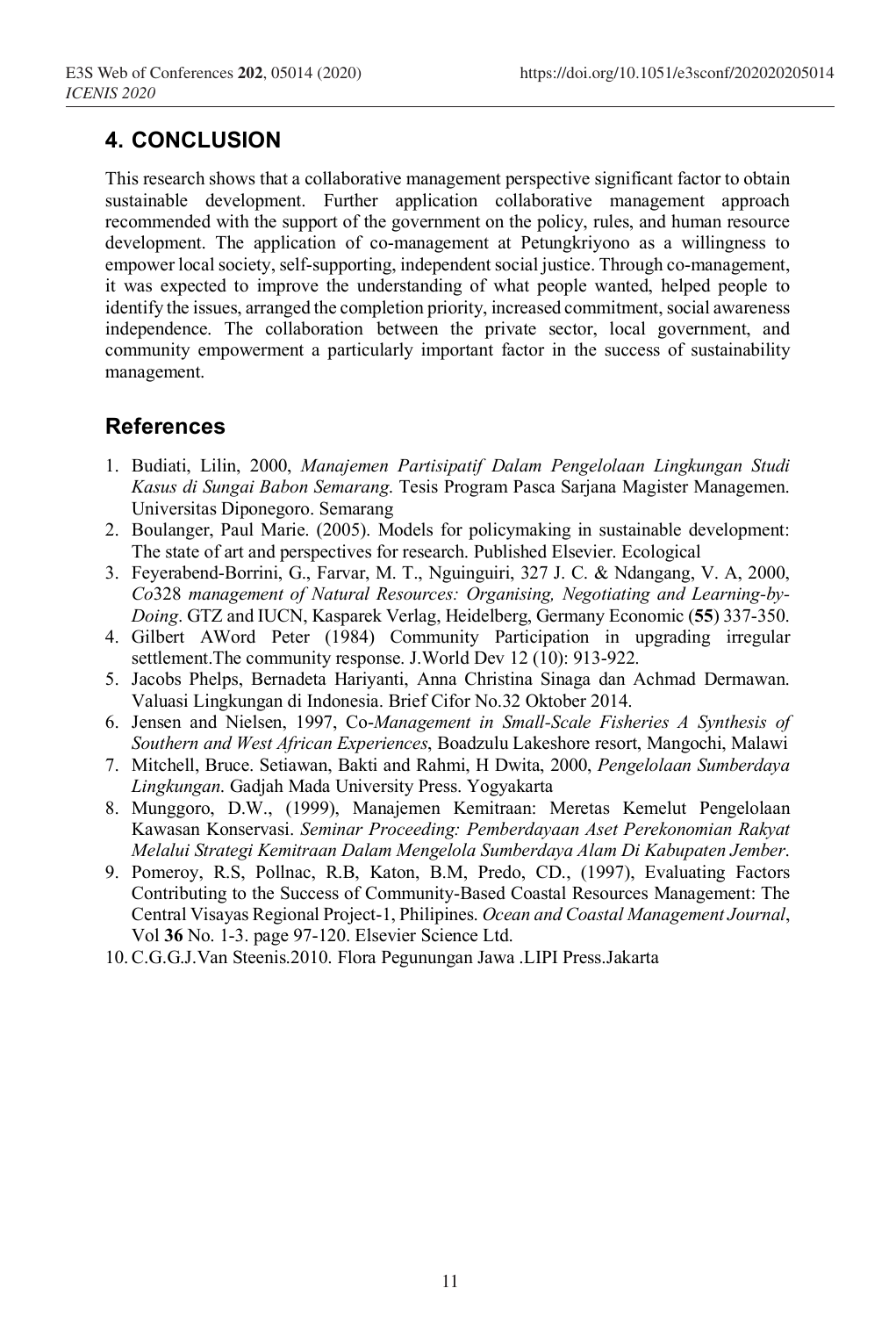## 4. CONCLUSION

This research shows that a collaborative management perspective significant factor to obtain sustainable development. Further application collaborative management approach recommended with the support of the government on the policy, rules, and human resource development. The application of co-management at Petungkriyono as a willingness to empower local society, self-supporting, independent social justice. Through co-management, it was expected to improve the understanding of what people wanted, helped people to identify the issues, arranged the completion priority, increased commitment, social awareness independence. The collaboration between the private sector, local government, and community empowerment a particularly important factor in the success of sustainability management.

## References

1. Budiati, Lilin, 2000, *Manajemen Partisipatif Dalam Pengelolaan Lingkungan Studi Kasus di Sungai Babon Semarang*. Tesis Program Pasca Sarjana Magister Managemen. Universitas Diponegoro. Semarang
2. Boulanger, Paul Marie. (2005). Models for policymaking in sustainable development: The state of art and perspectives for research. Published Elsevier. Ecological
3. Feyerabend-Borrini, G., Farvar, M. T., Nguinguiri, 327 J. C. & Ndangang, V. A, 2000, *Co*328 *management of Natural Resources: Organising, Negotiating and Learning-by-Doing*. GTZ and IUCN, Kasparek Verlag, Heidelberg, Germany Economic (**55**) 337-350.
4. Gilbert AWord Peter (1984) Community Participation in upgrading irregular settlement.The community response. J.World Dev 12 (10): 913-922.
5. Jacobs Phelps, Bernadeta Hariyanti, Anna Christina Sinaga dan Achmad Dermawan. Valuasi Lingkungan di Indonesia. Brief Cifor No.32 Oktober 2014.
6. Jensen and Nielsen, 1997, Co-*Management in Small-Scale Fisheries A Synthesis of Southern and West African Experiences*, Boadzulu Lakeshore resort, Mangochi, Malawi
7. Mitchell, Bruce. Setiawan, Bakti and Rahmi, H Dwita, 2000, *Pengelolaan Sumberdaya Lingkungan*. Gadjah Mada University Press. Yogyakarta
8. Munggoro, D.W., (1999), Manajemen Kemitraan: Meretas Kemelut Pengelolaan Kawasan Konservasi. *Seminar Proceeding: Pemberdayaan Aset Perekonomian Rakyat Melalui Strategi Kemitraan Dalam Mengelola Sumberdaya Alam Di Kabupaten Jember*.
9. Pomeroy, R.S, Pollnac, R.B, Katon, B.M, Predo, CD., (1997), Evaluating Factors Contributing to the Success of Community-Based Coastal Resources Management: The Central Visayas Regional Project-1, Philipines. *Ocean and Coastal Management Journal*, Vol **36** No. 1-3. page 97-120. Elsevier Science Ltd.
10. C.G.G.J.Van Steenis.2010. Flora Pegunungan Jawa .LIPI Press.Jakarta